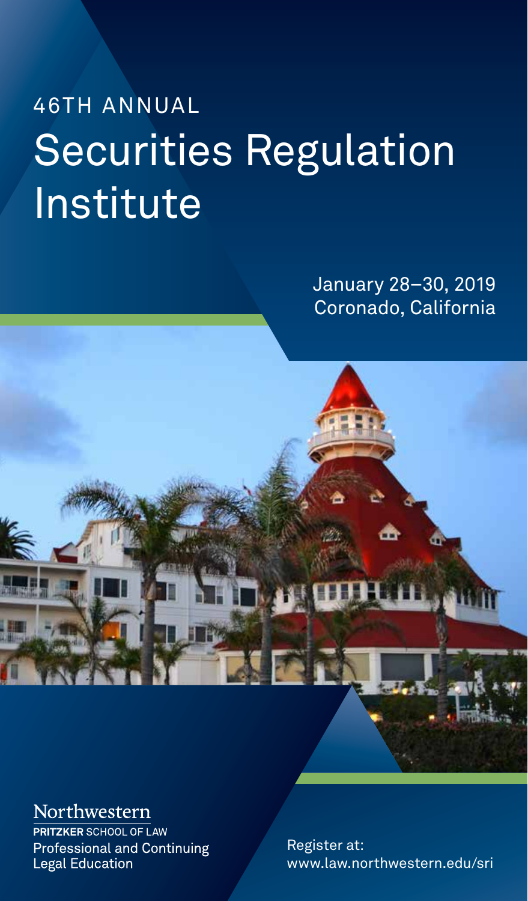46TH ANNUAL

# Securities Regulation Institute

January 28–30, 2019
Coronado, California

Northwestern
PRITZKER SCHOOL OF LAW
Professional and Continuing Legal Education

Register at:
www.law.northwestern.edu/sri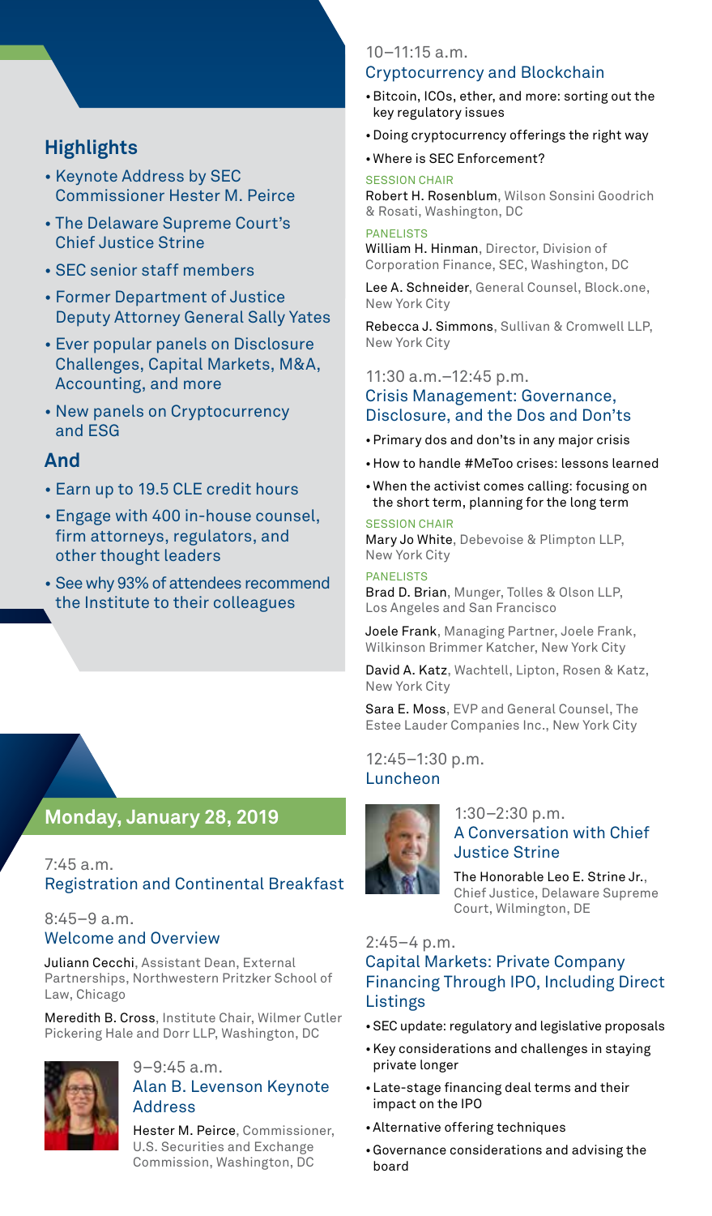## Highlights

- Keynote Address by SEC Commissioner Hester M. Peirce
- The Delaware Supreme Court's Chief Justice Strine
- SEC senior staff members
- Former Department of Justice Deputy Attorney General Sally Yates
- Ever popular panels on Disclosure Challenges, Capital Markets, M&A, Accounting, and more
- New panels on Cryptocurrency and ESG

## And

- Earn up to 19.5 CLE credit hours
- Engage with 400 in-house counsel, firm attorneys, regulators, and other thought leaders
- See why 93% of attendees recommend the Institute to their colleagues

## Monday, January 28, 2019

7:45 a.m.
### Registration and Continental Breakfast

8:45–9 a.m.
### Welcome and Overview

**Juliann Cecchi**, Assistant Dean, External Partnerships, Northwestern Pritzker School of Law, Chicago

**Meredith B. Cross**, Institute Chair, Wilmer Cutler Pickering Hale and Dorr LLP, Washington, DC

9–9:45 a.m.
### Alan B. Levenson Keynote Address

**Hester M. Peirce**, Commissioner, U.S. Securities and Exchange Commission, Washington, DC

10–11:15 a.m.
### Cryptocurrency and Blockchain

- Bitcoin, ICOs, ether, and more: sorting out the key regulatory issues
- Doing cryptocurrency offerings the right way
- Where is SEC Enforcement?

SESSION CHAIR
**Robert H. Rosenblum**, Wilson Sonsini Goodrich & Rosati, Washington, DC

PANELISTS
**William H. Hinman**, Director, Division of Corporation Finance, SEC, Washington, DC

**Lee A. Schneider**, General Counsel, Block.one, New York City

**Rebecca J. Simmons**, Sullivan & Cromwell LLP, New York City

11:30 a.m.–12:45 p.m.
### Crisis Management: Governance, Disclosure, and the Dos and Don'ts

- Primary dos and don'ts in any major crisis
- How to handle #MeToo crises: lessons learned
- When the activist comes calling: focusing on the short term, planning for the long term

SESSION CHAIR
**Mary Jo White**, Debevoise & Plimpton LLP, New York City

PANELISTS
**Brad D. Brian**, Munger, Tolles & Olson LLP, Los Angeles and San Francisco

**Joele Frank**, Managing Partner, Joele Frank, Wilkinson Brimmer Katcher, New York City

**David A. Katz**, Wachtell, Lipton, Rosen & Katz, New York City

**Sara E. Moss**, EVP and General Counsel, The Estee Lauder Companies Inc., New York City

12:45–1:30 p.m.
### Luncheon

1:30–2:30 p.m.
### A Conversation with Chief Justice Strine

**The Honorable Leo E. Strine Jr.**, Chief Justice, Delaware Supreme Court, Wilmington, DE

2:45–4 p.m.
### Capital Markets: Private Company Financing Through IPO, Including Direct Listings

- SEC update: regulatory and legislative proposals
- Key considerations and challenges in staying private longer
- Late-stage financing deal terms and their impact on the IPO
- Alternative offering techniques
- Governance considerations and advising the board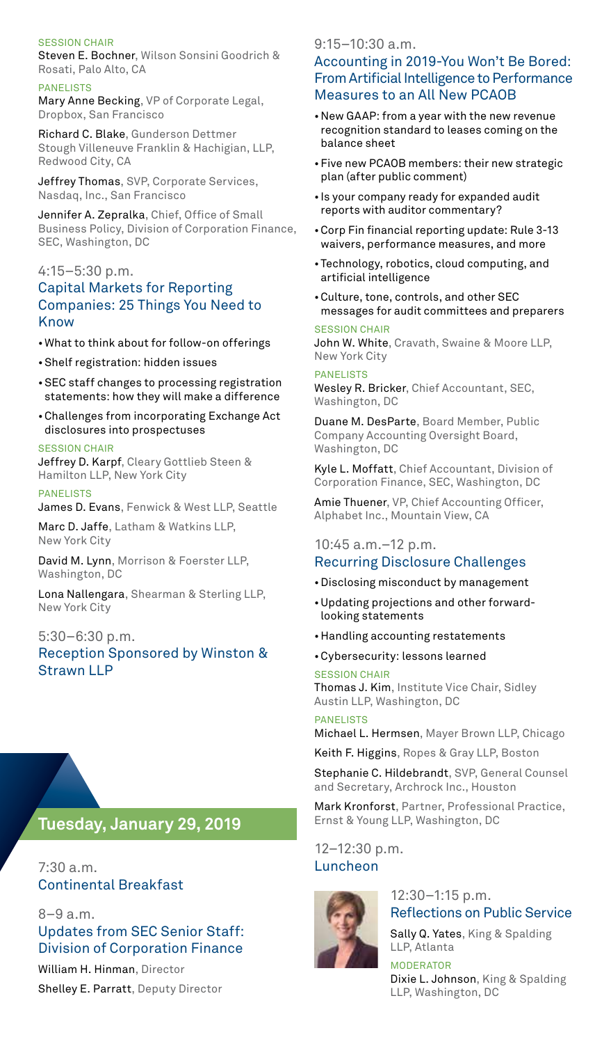SESSION CHAIR

Steven E. Bochner, Wilson Sonsini Goodrich & Rosati, Palo Alto, CA

PANELISTS

Mary Anne Becking, VP of Corporate Legal, Dropbox, San Francisco

Richard C. Blake, Gunderson Dettmer Stough Villeneuve Franklin & Hachigian, LLP, Redwood City, CA

Jeffrey Thomas, SVP, Corporate Services, Nasdaq, Inc., San Francisco

Jennifer A. Zepralka, Chief, Office of Small Business Policy, Division of Corporation Finance, SEC, Washington, DC

4:15–5:30 p.m.

### Capital Markets for Reporting Companies: 25 Things You Need to Know

- What to think about for follow-on offerings
- Shelf registration: hidden issues
- SEC staff changes to processing registration statements: how they will make a difference
- Challenges from incorporating Exchange Act disclosures into prospectuses

SESSION CHAIR

Jeffrey D. Karpf, Cleary Gottlieb Steen & Hamilton LLP, New York City

PANELISTS

James D. Evans, Fenwick & West LLP, Seattle

Marc D. Jaffe, Latham & Watkins LLP, New York City

David M. Lynn, Morrison & Foerster LLP, Washington, DC

Lona Nallengara, Shearman & Sterling LLP, New York City

5:30–6:30 p.m.

### Reception Sponsored by Winston & Strawn LLP

## Tuesday, January 29, 2019

7:30 a.m.

### Continental Breakfast

8–9 a.m.

### Updates from SEC Senior Staff: Division of Corporation Finance

William H. Hinman, Director

Shelley E. Parratt, Deputy Director

9:15–10:30 a.m.

### Accounting in 2019-You Won't Be Bored: From Artificial Intelligence to Performance Measures to an All New PCAOB

- New GAAP: from a year with the new revenue recognition standard to leases coming on the balance sheet
- Five new PCAOB members: their new strategic plan (after public comment)
- Is your company ready for expanded audit reports with auditor commentary?
- Corp Fin financial reporting update: Rule 3-13 waivers, performance measures, and more
- Technology, robotics, cloud computing, and artificial intelligence
- Culture, tone, controls, and other SEC messages for audit committees and preparers

SESSION CHAIR

John W. White, Cravath, Swaine & Moore LLP, New York City

PANELISTS

Wesley R. Bricker, Chief Accountant, SEC, Washington, DC

Duane M. DesParte, Board Member, Public Company Accounting Oversight Board, Washington, DC

Kyle L. Moffatt, Chief Accountant, Division of Corporation Finance, SEC, Washington, DC

Amie Thuener, VP, Chief Accounting Officer, Alphabet Inc., Mountain View, CA

10:45 a.m.–12 p.m.

### Recurring Disclosure Challenges

- Disclosing misconduct by management
- Updating projections and other forward-looking statements
- Handling accounting restatements
- Cybersecurity: lessons learned

SESSION CHAIR

Thomas J. Kim, Institute Vice Chair, Sidley Austin LLP, Washington, DC

PANELISTS

Michael L. Hermsen, Mayer Brown LLP, Chicago

Keith F. Higgins, Ropes & Gray LLP, Boston

Stephanie C. Hildebrandt, SVP, General Counsel and Secretary, Archrock Inc., Houston

Mark Kronforst, Partner, Professional Practice, Ernst & Young LLP, Washington, DC

12–12:30 p.m.

### Luncheon

12:30–1:15 p.m.

### Reflections on Public Service

Sally Q. Yates, King & Spalding LLP, Atlanta

MODERATOR

Dixie L. Johnson, King & Spalding LLP, Washington, DC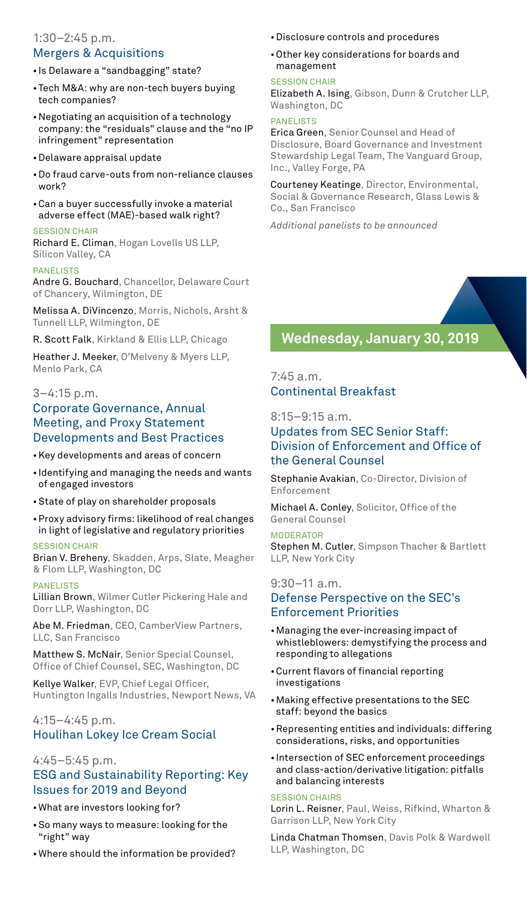### 1:30–2:45 p.m.
### Mergers & Acquisitions

- Is Delaware a "sandbagging" state?
- Tech M&A: why are non-tech buyers buying tech companies?
- Negotiating an acquisition of a technology company: the "residuals" clause and the "no IP infringement" representation
- Delaware appraisal update
- Do fraud carve-outs from non-reliance clauses work?
- Can a buyer successfully invoke a material adverse effect (MAE)-based walk right?

SESSION CHAIR

Richard E. Climan, Hogan Lovells US LLP, Silicon Valley, CA

PANELISTS

Andre G. Bouchard, Chancellor, Delaware Court of Chancery, Wilmington, DE

Melissa A. DiVincenzo, Morris, Nichols, Arsht & Tunnell LLP, Wilmington, DE

R. Scott Falk, Kirkland & Ellis LLP, Chicago

Heather J. Meeker, O'Melveny & Myers LLP, Menlo Park, CA

### 3–4:15 p.m.
### Corporate Governance, Annual Meeting, and Proxy Statement Developments and Best Practices

- Key developments and areas of concern
- Identifying and managing the needs and wants of engaged investors
- State of play on shareholder proposals
- Proxy advisory firms: likelihood of real changes in light of legislative and regulatory priorities

SESSION CHAIR

Brian V. Breheny, Skadden, Arps, Slate, Meagher & Flom LLP, Washington, DC

PANELISTS

Lillian Brown, Wilmer Cutler Pickering Hale and Dorr LLP, Washington, DC

Abe M. Friedman, CEO, CamberView Partners, LLC, San Francisco

Matthew S. McNair, Senior Special Counsel, Office of Chief Counsel, SEC, Washington, DC

Kellye Walker, EVP, Chief Legal Officer, Huntington Ingalls Industries, Newport News, VA

### 4:15–4:45 p.m.
### Houlihan Lokey Ice Cream Social

### 4:45–5:45 p.m.
### ESG and Sustainability Reporting: Key Issues for 2019 and Beyond

- What are investors looking for?
- So many ways to measure: looking for the "right" way
- Where should the information be provided?
- Disclosure controls and procedures
- Other key considerations for boards and management

SESSION CHAIR

Elizabeth A. Ising, Gibson, Dunn & Crutcher LLP, Washington, DC

PANELISTS

Erica Green, Senior Counsel and Head of Disclosure, Board Governance and Investment Stewardship Legal Team, The Vanguard Group, Inc., Valley Forge, PA

Courteney Keatinge, Director, Environmental, Social & Governance Research, Glass Lewis & Co., San Francisco

*Additional panelists to be announced*

## Wednesday, January 30, 2019

### 7:45 a.m.
### Continental Breakfast

### 8:15–9:15 a.m.
### Updates from SEC Senior Staff: Division of Enforcement and Office of the General Counsel

Stephanie Avakian, Co-Director, Division of Enforcement

Michael A. Conley, Solicitor, Office of the General Counsel

MODERATOR

Stephen M. Cutler, Simpson Thacher & Bartlett LLP, New York City

### 9:30–11 a.m.
### Defense Perspective on the SEC's Enforcement Priorities

- Managing the ever-increasing impact of whistleblowers: demystifying the process and responding to allegations
- Current flavors of financial reporting investigations
- Making effective presentations to the SEC staff: beyond the basics
- Representing entities and individuals: differing considerations, risks, and opportunities
- Intersection of SEC enforcement proceedings and class-action/derivative litigation: pitfalls and balancing interests

SESSION CHAIRS

Lorin L. Reisner, Paul, Weiss, Rifkind, Wharton & Garrison LLP, New York City

Linda Chatman Thomsen, Davis Polk & Wardwell LLP, Washington, DC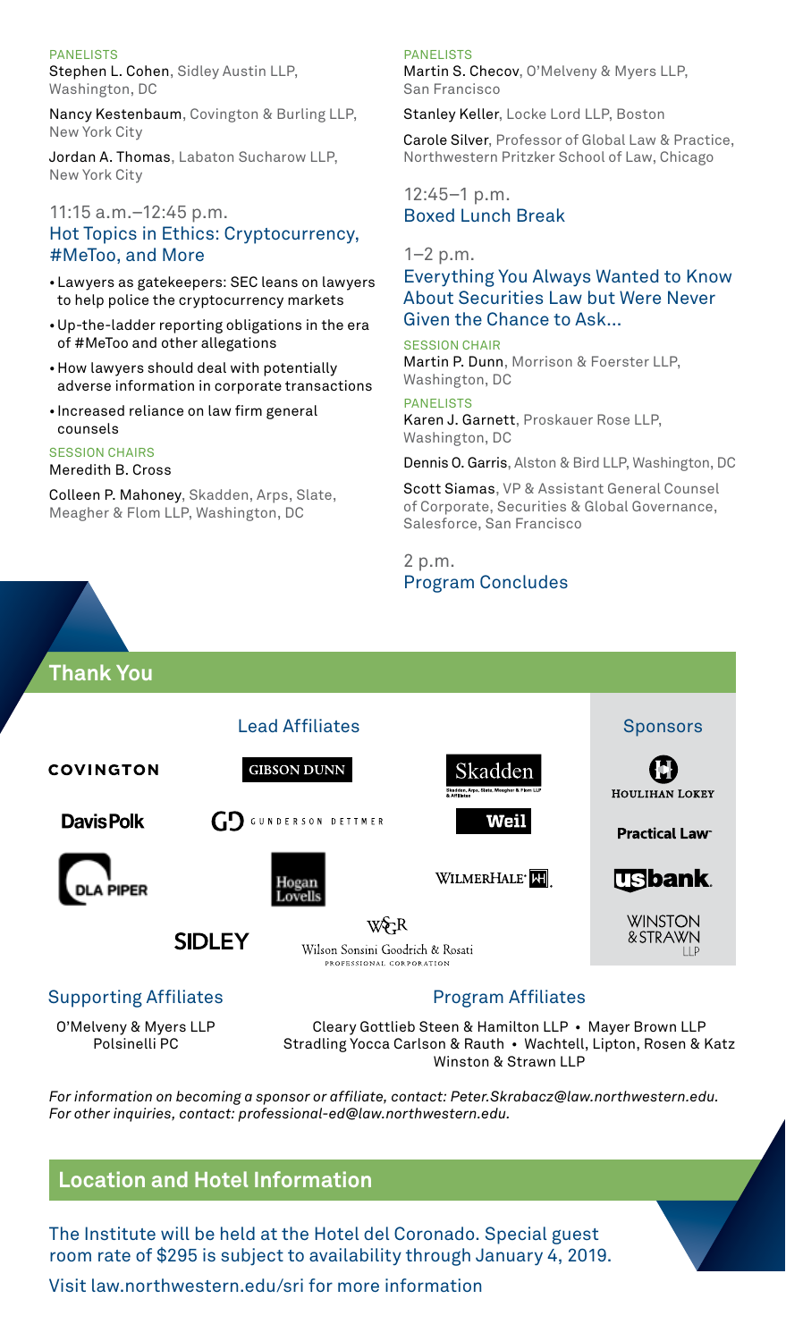PANELISTS

Stephen L. Cohen, Sidley Austin LLP, Washington, DC

Nancy Kestenbaum, Covington & Burling LLP, New York City

Jordan A. Thomas, Labaton Sucharow LLP, New York City

11:15 a.m.–12:45 p.m.

### Hot Topics in Ethics: Cryptocurrency, #MeToo, and More

- Lawyers as gatekeepers: SEC leans on lawyers to help police the cryptocurrency markets
- Up-the-ladder reporting obligations in the era of #MeToo and other allegations
- How lawyers should deal with potentially adverse information in corporate transactions
- Increased reliance on law firm general counsels

SESSION CHAIRS

Meredith B. Cross

Colleen P. Mahoney, Skadden, Arps, Slate, Meagher & Flom LLP, Washington, DC

PANELISTS

Martin S. Checov, O'Melveny & Myers LLP, San Francisco

Stanley Keller, Locke Lord LLP, Boston

Carole Silver, Professor of Global Law & Practice, Northwestern Pritzker School of Law, Chicago

12:45–1 p.m.

### Boxed Lunch Break

1–2 p.m.

### Everything You Always Wanted to Know About Securities Law but Were Never Given the Chance to Ask...

SESSION CHAIR

Martin P. Dunn, Morrison & Foerster LLP, Washington, DC

PANELISTS

Karen J. Garnett, Proskauer Rose LLP, Washington, DC

Dennis O. Garris, Alston & Bird LLP, Washington, DC

Scott Siamas, VP & Assistant General Counsel of Corporate, Securities & Global Governance, Salesforce, San Francisco

2 p.m.

### Program Concludes

## Thank You

### Lead Affiliates

Covington
Gibson Dunn
Skadden, Arps, Slate, Meagher & Flom LLP & Affiliates
Davis Polk
Gunderson Dettmer
Weil
DLA Piper
Hogan Lovells
WilmerHale
Sidley
Wilson Sonsini Goodrich & Rosati, Professional Corporation

### Sponsors

Houlihan Lokey
Practical Law
US Bank
Winston & Strawn LLP

### Supporting Affiliates

O'Melveny & Myers LLP
Polsinelli PC

### Program Affiliates

Cleary Gottlieb Steen & Hamilton LLP • Mayer Brown LLP
Stradling Yocca Carlson & Rauth • Wachtell, Lipton, Rosen & Katz
Winston & Strawn LLP

*For information on becoming a sponsor or affiliate, contact: Peter.Skrabacz@law.northwestern.edu.*
*For other inquiries, contact: professional-ed@law.northwestern.edu.*

## Location and Hotel Information

The Institute will be held at the Hotel del Coronado. Special guest room rate of $295 is subject to availability through January 4, 2019.

Visit law.northwestern.edu/sri for more information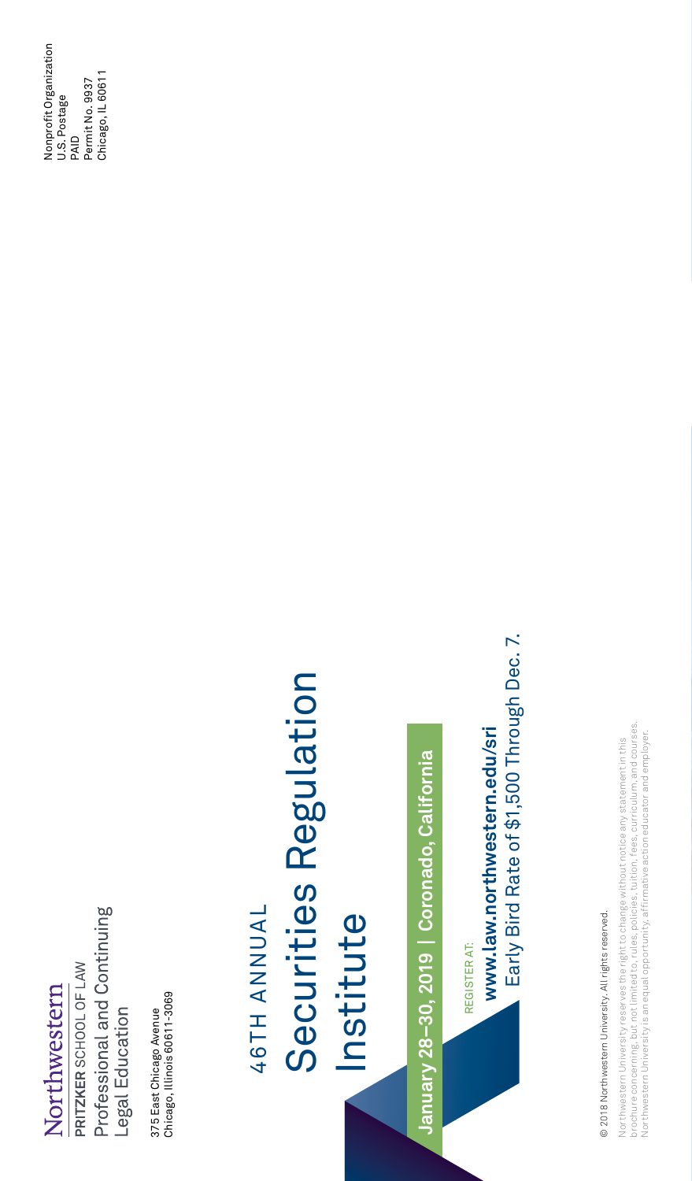Northwestern
**PRITZKER** SCHOOL OF LAW
Professional and Continuing Legal Education

375 East Chicago Avenue
Chicago, Illinois 60611-3069

Nonprofit Organization
U.S. Postage
PAID
Permit No. 9937
Chicago, IL 60611

46TH ANNUAL

# Securities Regulation Institute

**January 28–30, 2019 | Coronado, California**

REGISTER AT:
**www.law.northwestern.edu/sri**
Early Bird Rate of $1,500 Through Dec. 7.

© 2018 Northwestern University. All rights reserved.

Northwestern University reserves the right to change without notice any statement in this brochure concerning, but not limited to, rules, policies, tuition, fees, curriculum, and courses. Northwestern University is an equal opportunity, affirmative action educator and employer.